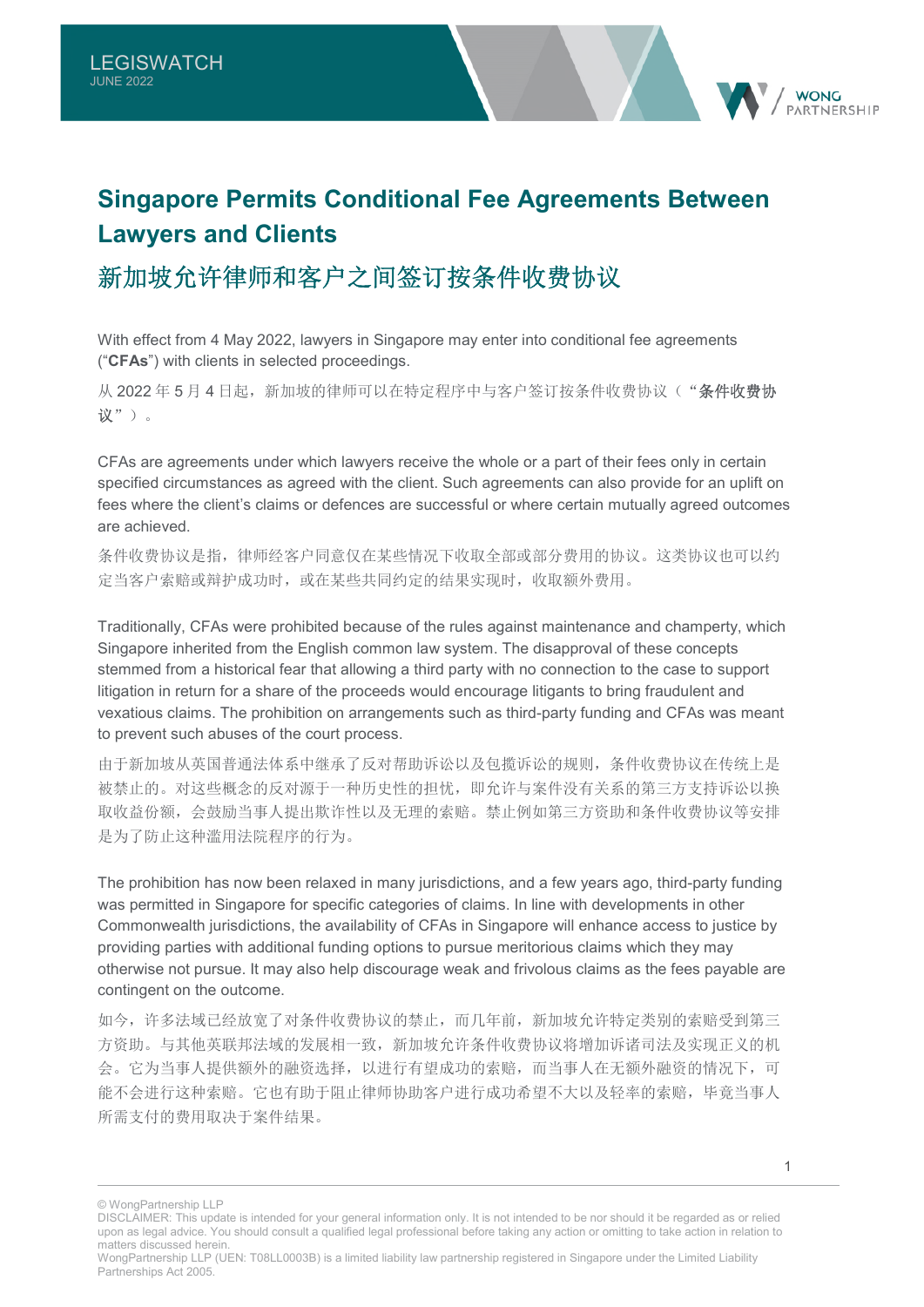# Singapore Permits Conditional Fee Agreements Between Lawyers and Clients

## 新加坡允许律师和客户之间签订按条件收费协议

With effect from 4 May 2022, lawyers in Singapore may enter into conditional fee agreements ("**CFAs**") with clients in selected proceedings.

从 2022 年 5 月 4 日起，新加坡的律师可以在特定程序中与客户签订按条件收费协议（"**条件收费协议**"）。

CFAs are agreements under which lawyers receive the whole or a part of their fees only in certain specified circumstances as agreed with the client. Such agreements can also provide for an uplift on fees where the client's claims or defences are successful or where certain mutually agreed outcomes are achieved.

条件收费协议是指，律师经客户同意仅在某些情况下收取全部或部分费用的协议。这类协议也可以约定当客户索赔或辩护成功时，或在某些共同约定的结果实现时，收取额外费用。

Traditionally, CFAs were prohibited because of the rules against maintenance and champerty, which Singapore inherited from the English common law system. The disapproval of these concepts stemmed from a historical fear that allowing a third party with no connection to the case to support litigation in return for a share of the proceeds would encourage litigants to bring fraudulent and vexatious claims. The prohibition on arrangements such as third-party funding and CFAs was meant to prevent such abuses of the court process.

由于新加坡从英国普通法体系中继承了反对帮助诉讼以及包揽诉讼的规则，条件收费协议在传统上是被禁止的。对这些概念的反对源于一种历史性的担忧，即允许与案件没有关系的第三方支持诉讼以换取收益份额，会鼓励当事人提出欺诈性以及无理的索赔。禁止例如第三方资助和条件收费协议等安排是为了防止这种滥用法院程序的行为。

The prohibition has now been relaxed in many jurisdictions, and a few years ago, third-party funding was permitted in Singapore for specific categories of claims. In line with developments in other Commonwealth jurisdictions, the availability of CFAs in Singapore will enhance access to justice by providing parties with additional funding options to pursue meritorious claims which they may otherwise not pursue. It may also help discourage weak and frivolous claims as the fees payable are contingent on the outcome.

如今，许多法域已经放宽了对条件收费协议的禁止，而几年前，新加坡允许特定类别的索赔受到第三方资助。与其他英联邦法域的发展相一致，新加坡允许条件收费协议将增加诉诸司法及实现正义的机会。它为当事人提供额外的融资选择，以进行有望成功的索赔，而当事人在无额外融资的情况下，可能不会进行这种索赔。它也有助于阻止律师协助客户进行成功希望不大以及轻率的索赔，毕竟当事人所需支付的费用取决于案件结果。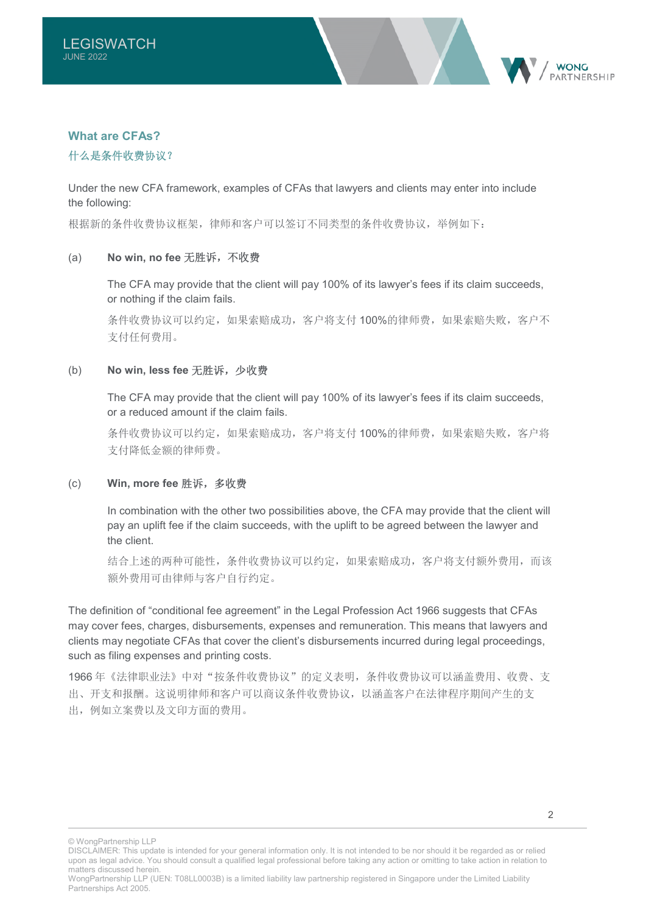### What are CFAs?

### 什么是条件收费协议？

Under the new CFA framework, examples of CFAs that lawyers and clients may enter into include the following:

根据新的条件收费协议框架，律师和客户可以签订不同类型的条件收费协议，举例如下：

(a) **No win, no fee 无胜诉，不收费**

The CFA may provide that the client will pay 100% of its lawyer's fees if its claim succeeds, or nothing if the claim fails.

条件收费协议可以约定，如果索赔成功，客户将支付 100%的律师费，如果索赔失败，客户不支付任何费用。

(b) **No win, less fee 无胜诉，少收费**

The CFA may provide that the client will pay 100% of its lawyer's fees if its claim succeeds, or a reduced amount if the claim fails.

条件收费协议可以约定，如果索赔成功，客户将支付 100%的律师费，如果索赔失败，客户将支付降低金额的律师费。

(c) **Win, more fee 胜诉，多收费**

In combination with the other two possibilities above, the CFA may provide that the client will pay an uplift fee if the claim succeeds, with the uplift to be agreed between the lawyer and the client.

结合上述的两种可能性，条件收费协议可以约定，如果索赔成功，客户将支付额外费用，而该额外费用可由律师与客户自行约定。

The definition of "conditional fee agreement" in the Legal Profession Act 1966 suggests that CFAs may cover fees, charges, disbursements, expenses and remuneration. This means that lawyers and clients may negotiate CFAs that cover the client's disbursements incurred during legal proceedings, such as filing expenses and printing costs.

1966 年《法律职业法》中对"按条件收费协议"的定义表明，条件收费协议可以涵盖费用、收费、支出、开支和报酬。这说明律师和客户可以商议条件收费协议，以涵盖客户在法律程序期间产生的支出，例如立案费以及文印方面的费用。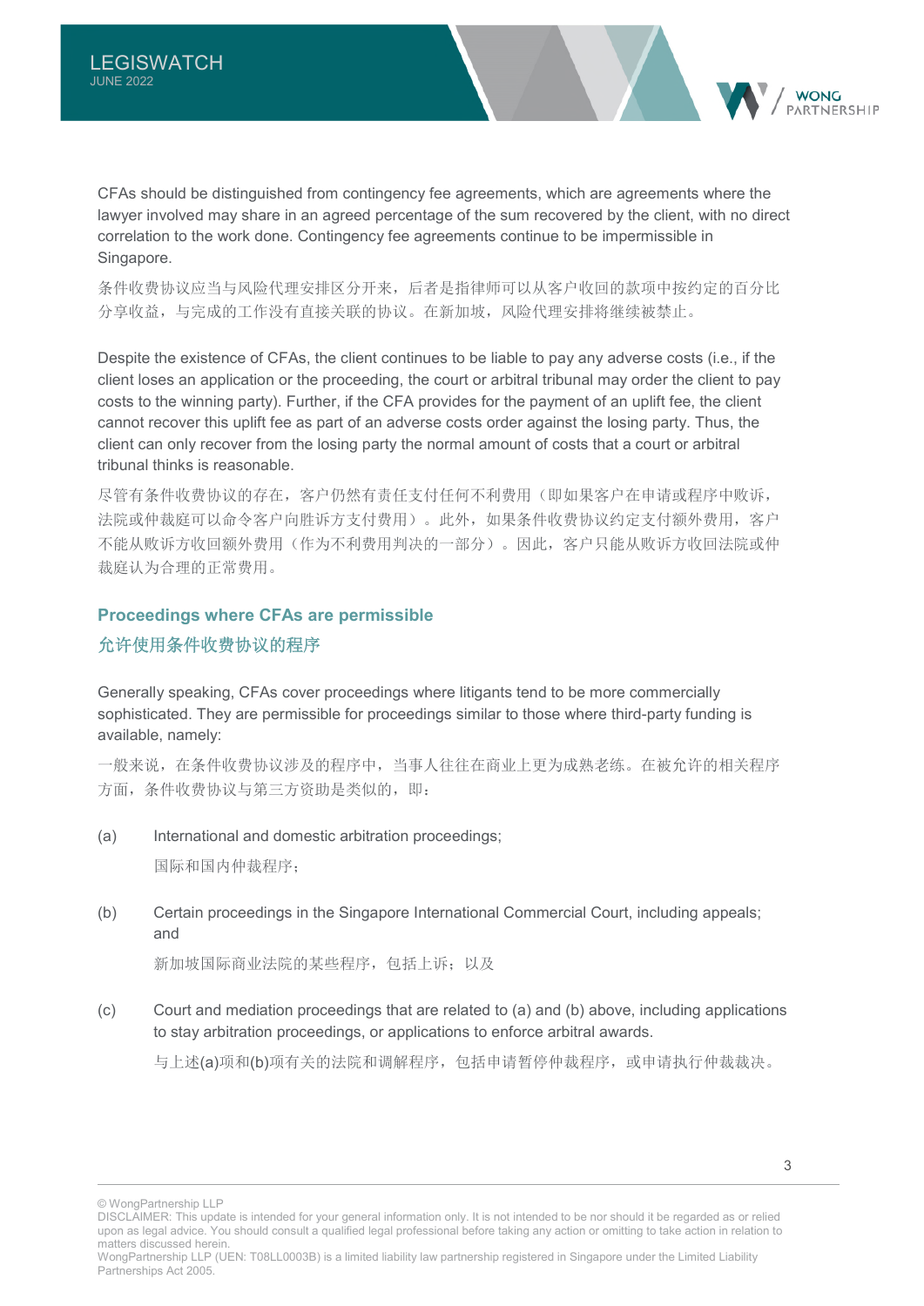CFAs should be distinguished from contingency fee agreements, which are agreements where the lawyer involved may share in an agreed percentage of the sum recovered by the client, with no direct correlation to the work done. Contingency fee agreements continue to be impermissible in Singapore.

条件收费协议应当与风险代理安排区分开来，后者是指律师可以从客户收回的款项中按约定的百分比分享收益，与完成的工作没有直接关联的协议。在新加坡，风险代理安排将继续被禁止。

Despite the existence of CFAs, the client continues to be liable to pay any adverse costs (i.e., if the client loses an application or the proceeding, the court or arbitral tribunal may order the client to pay costs to the winning party). Further, if the CFA provides for the payment of an uplift fee, the client cannot recover this uplift fee as part of an adverse costs order against the losing party. Thus, the client can only recover from the losing party the normal amount of costs that a court or arbitral tribunal thinks is reasonable.

尽管有条件收费协议的存在，客户仍然有责任支付任何不利费用（即如果客户在申请或程序中败诉，法院或仲裁庭可以命令客户向胜诉方支付费用）。此外，如果条件收费协议约定支付额外费用，客户不能从败诉方收回额外费用（作为不利费用判决的一部分）。因此，客户只能从败诉方收回法院或仲裁庭认为合理的正常费用。

## Proceedings where CFAs are permissible

## 允许使用条件收费协议的程序

Generally speaking, CFAs cover proceedings where litigants tend to be more commercially sophisticated. They are permissible for proceedings similar to those where third-party funding is available, namely:

一般来说，在条件收费协议涉及的程序中，当事人往往在商业上更为成熟老练。在被允许的相关程序方面，条件收费协议与第三方资助是类似的，即：

(a) International and domestic arbitration proceedings;

国际和国内仲裁程序；

(b) Certain proceedings in the Singapore International Commercial Court, including appeals; and

新加坡国际商业法院的某些程序，包括上诉；以及

(c) Court and mediation proceedings that are related to (a) and (b) above, including applications to stay arbitration proceedings, or applications to enforce arbitral awards.

与上述(a)项和(b)项有关的法院和调解程序，包括申请暂停仲裁程序，或申请执行仲裁裁决。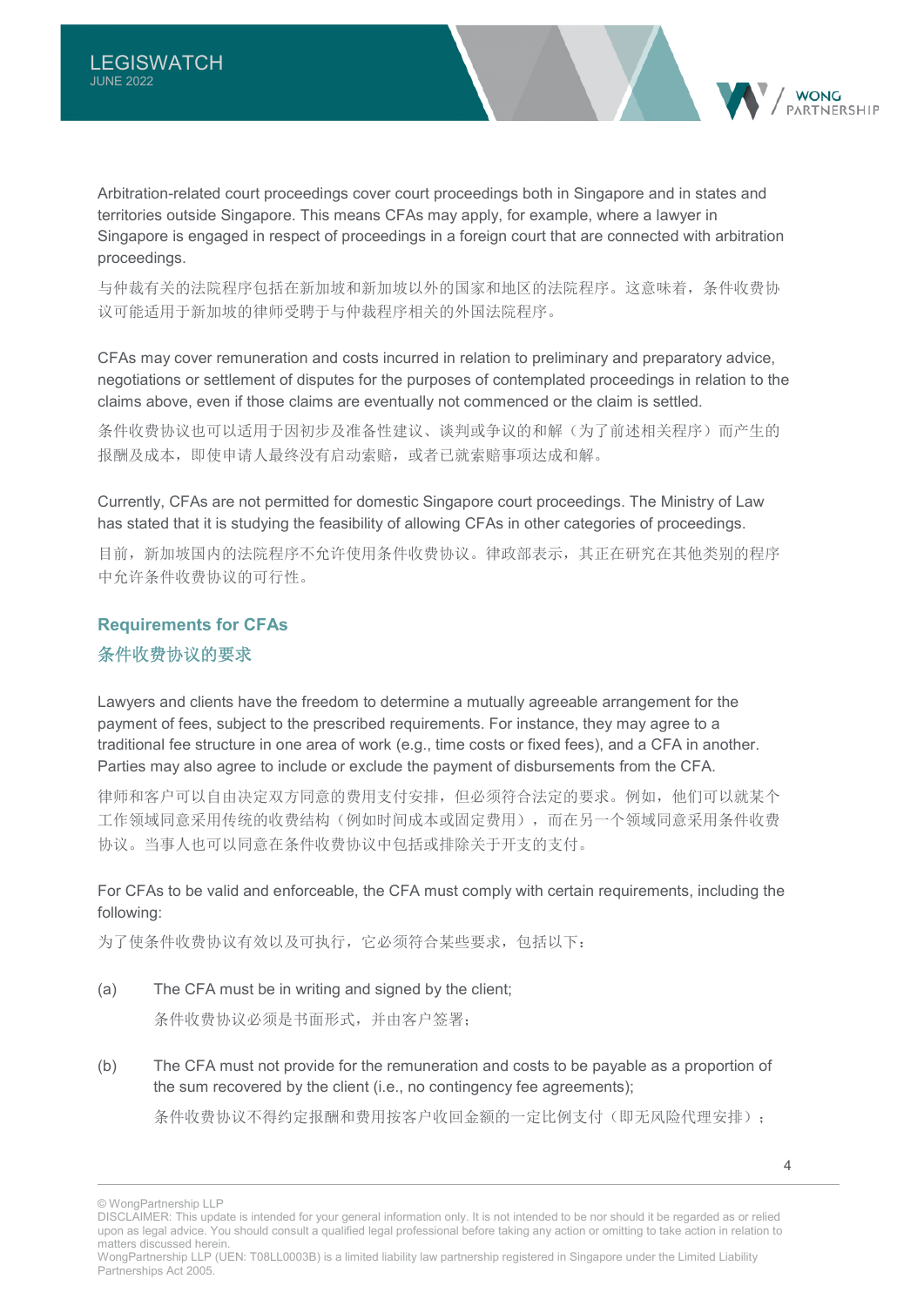Arbitration-related court proceedings cover court proceedings both in Singapore and in states and territories outside Singapore. This means CFAs may apply, for example, where a lawyer in Singapore is engaged in respect of proceedings in a foreign court that are connected with arbitration proceedings.

与仲裁有关的法院程序包括在新加坡和新加坡以外的国家和地区的法院程序。这意味着，条件收费协议可能适用于新加坡的律师受聘于与仲裁程序相关的外国法院程序。

CFAs may cover remuneration and costs incurred in relation to preliminary and preparatory advice, negotiations or settlement of disputes for the purposes of contemplated proceedings in relation to the claims above, even if those claims are eventually not commenced or the claim is settled.

条件收费协议也可以适用于因初步及准备性建议、谈判或争议的和解（为了前述相关程序）而产生的报酬及成本，即使申请人最终没有启动索赔，或者已就索赔事项达成和解。

Currently, CFAs are not permitted for domestic Singapore court proceedings. The Ministry of Law has stated that it is studying the feasibility of allowing CFAs in other categories of proceedings.

目前，新加坡国内的法院程序不允许使用条件收费协议。律政部表示，其正在研究在其他类别的程序中允许条件收费协议的可行性。

## Requirements for CFAs

## 条件收费协议的要求

Lawyers and clients have the freedom to determine a mutually agreeable arrangement for the payment of fees, subject to the prescribed requirements. For instance, they may agree to a traditional fee structure in one area of work (e.g., time costs or fixed fees), and a CFA in another. Parties may also agree to include or exclude the payment of disbursements from the CFA.

律师和客户可以自由决定双方同意的费用支付安排，但必须符合法定的要求。例如，他们可以就某个工作领域同意采用传统的收费结构（例如时间成本或固定费用），而在另一个领域同意采用条件收费协议。当事人也可以同意在条件收费协议中包括或排除关于开支的支付。

For CFAs to be valid and enforceable, the CFA must comply with certain requirements, including the following:

为了使条件收费协议有效以及可执行，它必须符合某些要求，包括以下：

(a) The CFA must be in writing and signed by the client;

条件收费协议必须是书面形式，并由客户签署；

(b) The CFA must not provide for the remuneration and costs to be payable as a proportion of the sum recovered by the client (i.e., no contingency fee agreements);

条件收费协议不得约定报酬和费用按客户收回金额的一定比例支付（即无风险代理安排）；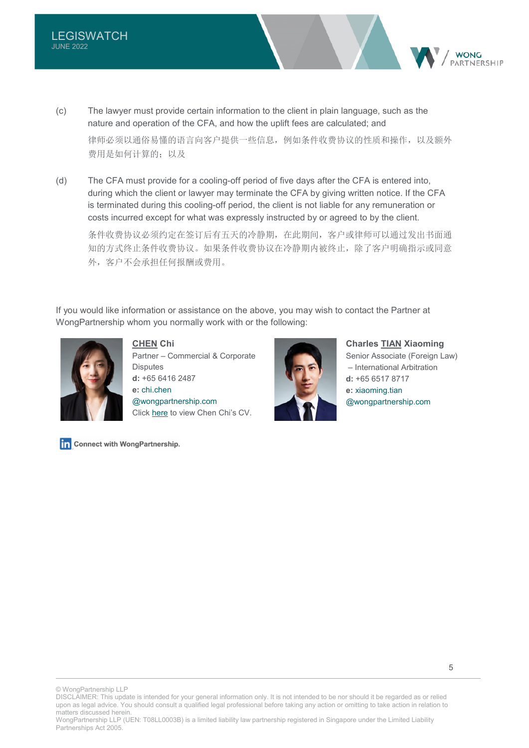(c) The lawyer must provide certain information to the client in plain language, such as the nature and operation of the CFA, and how the uplift fees are calculated; and

律师必须以通俗易懂的语言向客户提供一些信息，例如条件收费协议的性质和操作，以及额外费用是如何计算的；以及

(d) The CFA must provide for a cooling-off period of five days after the CFA is entered into, during which the client or lawyer may terminate the CFA by giving written notice. If the CFA is terminated during this cooling-off period, the client is not liable for any remuneration or costs incurred except for what was expressly instructed by or agreed to by the client.

条件收费协议必须约定在签订后有五天的冷静期，在此期间，客户或律师可以通过发出书面通知的方式终止条件收费协议。如果条件收费协议在冷静期内被终止，除了客户明确指示或同意外，客户不会承担任何报酬或费用。

If you would like information or assistance on the above, you may wish to contact the Partner at WongPartnership whom you normally work with or the following:

**CHEN Chi**
Partner – Commercial & Corporate Disputes
**d:** +65 6416 2487
**e:** chi.chen@wongpartnership.com
Click here to view Chen Chi's CV.

**Charles TIAN Xiaoming**
Senior Associate (Foreign Law) – International Arbitration
**d:** +65 6517 8717
**e:** xiaoming.tian@wongpartnership.com

Connect with WongPartnership.

© WongPartnership LLP
DISCLAIMER: This update is intended for your general information only. It is not intended to be nor should it be regarded as or relied upon as legal advice. You should consult a qualified legal professional before taking any action or omitting to take action in relation to matters discussed herein.
WongPartnership LLP (UEN: T08LL0003B) is a limited liability law partnership registered in Singapore under the Limited Liability Partnerships Act 2005.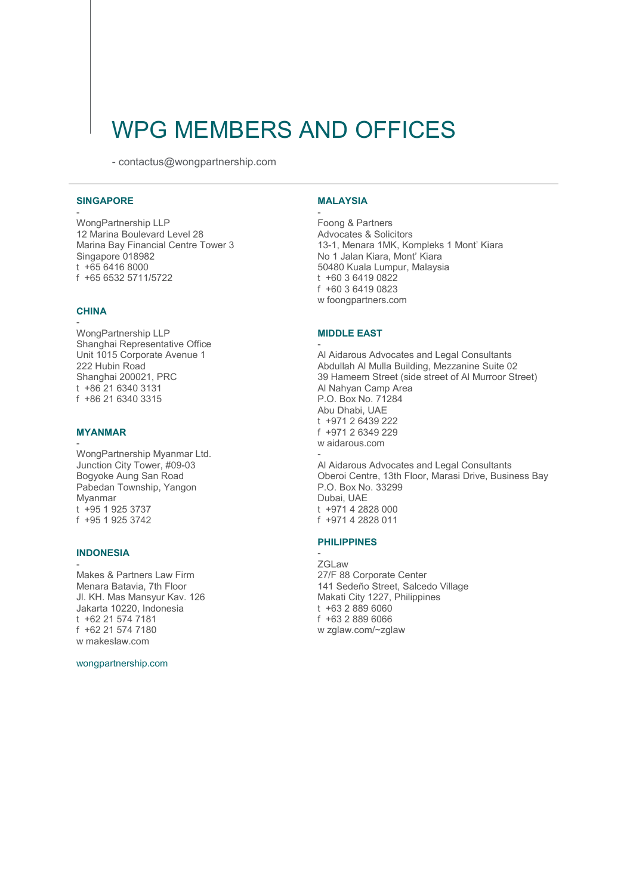# WPG MEMBERS AND OFFICES

- contactus@wongpartnership.com

---

### SINGAPORE

-
WongPartnership LLP
12 Marina Boulevard Level 28
Marina Bay Financial Centre Tower 3
Singapore 018982
t +65 6416 8000
f +65 6532 5711/5722

### CHINA

-
WongPartnership LLP
Shanghai Representative Office
Unit 1015 Corporate Avenue 1
222 Hubin Road
Shanghai 200021, PRC
t +86 21 6340 3131
f +86 21 6340 3315

### MYANMAR

-
WongPartnership Myanmar Ltd.
Junction City Tower, #09-03
Bogyoke Aung San Road
Pabedan Township, Yangon
Myanmar
t +95 1 925 3737
f +95 1 925 3742

### INDONESIA

-
Makes & Partners Law Firm
Menara Batavia, 7th Floor
Jl. KH. Mas Mansyur Kav. 126
Jakarta 10220, Indonesia
t +62 21 574 7181
f +62 21 574 7180
w makeslaw.com

wongpartnership.com

### MALAYSIA

-
Foong & Partners
Advocates & Solicitors
13-1, Menara 1MK, Kompleks 1 Mont' Kiara
No 1 Jalan Kiara, Mont' Kiara
50480 Kuala Lumpur, Malaysia
t +60 3 6419 0822
f +60 3 6419 0823
w foongpartners.com

### MIDDLE EAST

-
Al Aidarous Advocates and Legal Consultants
Abdullah Al Mulla Building, Mezzanine Suite 02
39 Hameem Street (side street of Al Murroor Street)
Al Nahyan Camp Area
P.O. Box No. 71284
Abu Dhabi, UAE
t +971 2 6439 222
f +971 2 6349 229
w aidarous.com

-
Al Aidarous Advocates and Legal Consultants
Oberoi Centre, 13th Floor, Marasi Drive, Business Bay
P.O. Box No. 33299
Dubai, UAE
t +971 4 2828 000
f +971 4 2828 011

### PHILIPPINES

-
ZGLaw
27/F 88 Corporate Center
141 Sedeño Street, Salcedo Village
Makati City 1227, Philippines
t +63 2 889 6060
f +63 2 889 6066
w zglaw.com/~zglaw